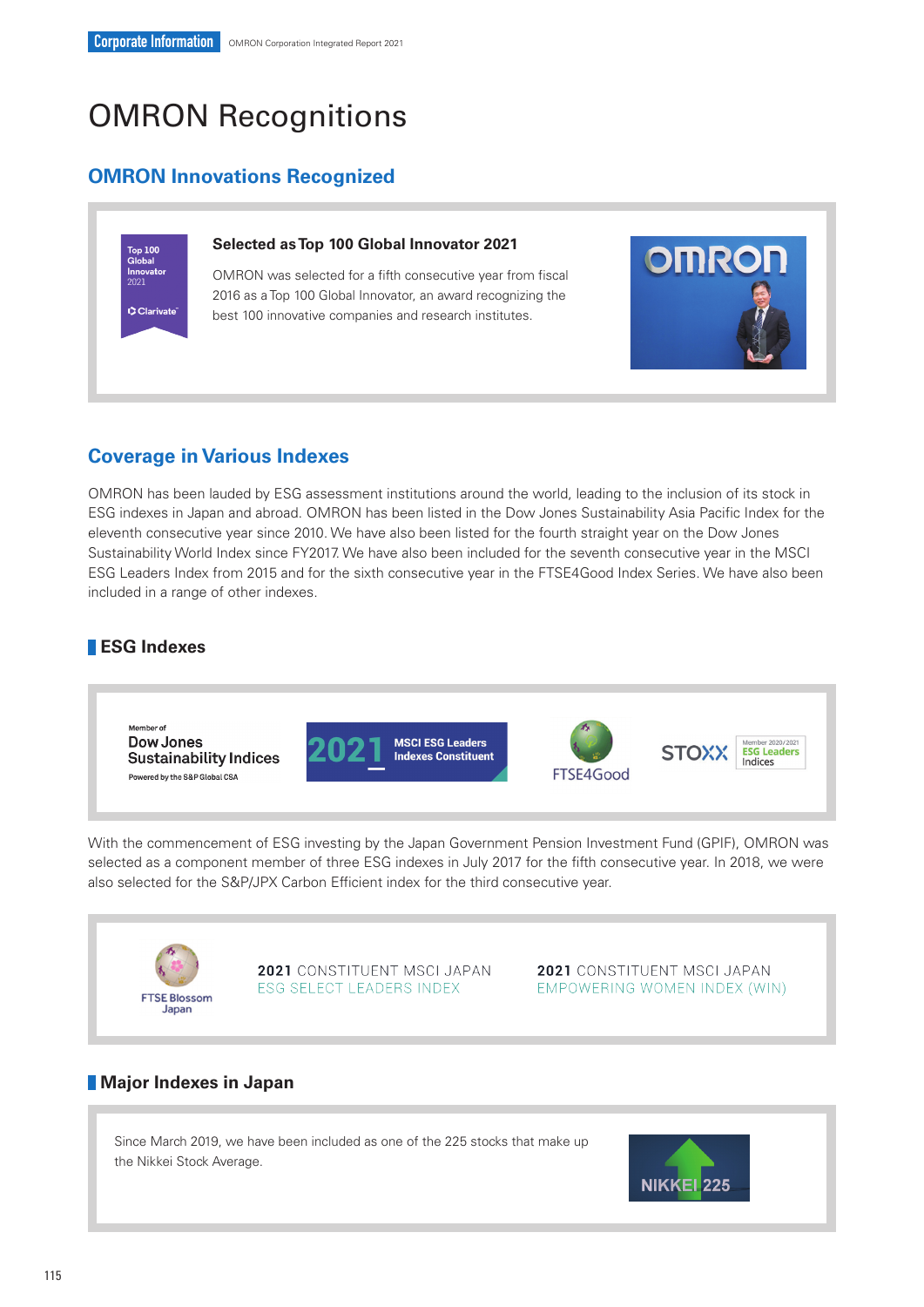# OMRON Recognitions

## OMRON Innovations Recognized

### Selected as Top 100 Global Innovator 2021

OMRON was selected for a fifth consecutive year from fiscal 2016 as a Top 100 Global Innovator, an award recognizing the best 100 innovative companies and research institutes.

## Coverage in Various Indexes

OMRON has been lauded by ESG assessment institutions around the world, leading to the inclusion of its stock in ESG indexes in Japan and abroad. OMRON has been listed in the Dow Jones Sustainability Asia Pacific Index for the eleventh consecutive year since 2010. We have also been listed for the fourth straight year on the Dow Jones Sustainability World Index since FY2017. We have also been included for the seventh consecutive year in the MSCI ESG Leaders Index from 2015 and for the sixth consecutive year in the FTSE4Good Index Series. We have also been included in a range of other indexes.

### ESG Indexes

With the commencement of ESG investing by the Japan Government Pension Investment Fund (GPIF), OMRON was selected as a component member of three ESG indexes in July 2017 for the fifth consecutive year. In 2018, we were also selected for the S&P/JPX Carbon Efficient index for the third consecutive year.

### Major Indexes in Japan

Since March 2019, we have been included as one of the 225 stocks that make up the Nikkei Stock Average.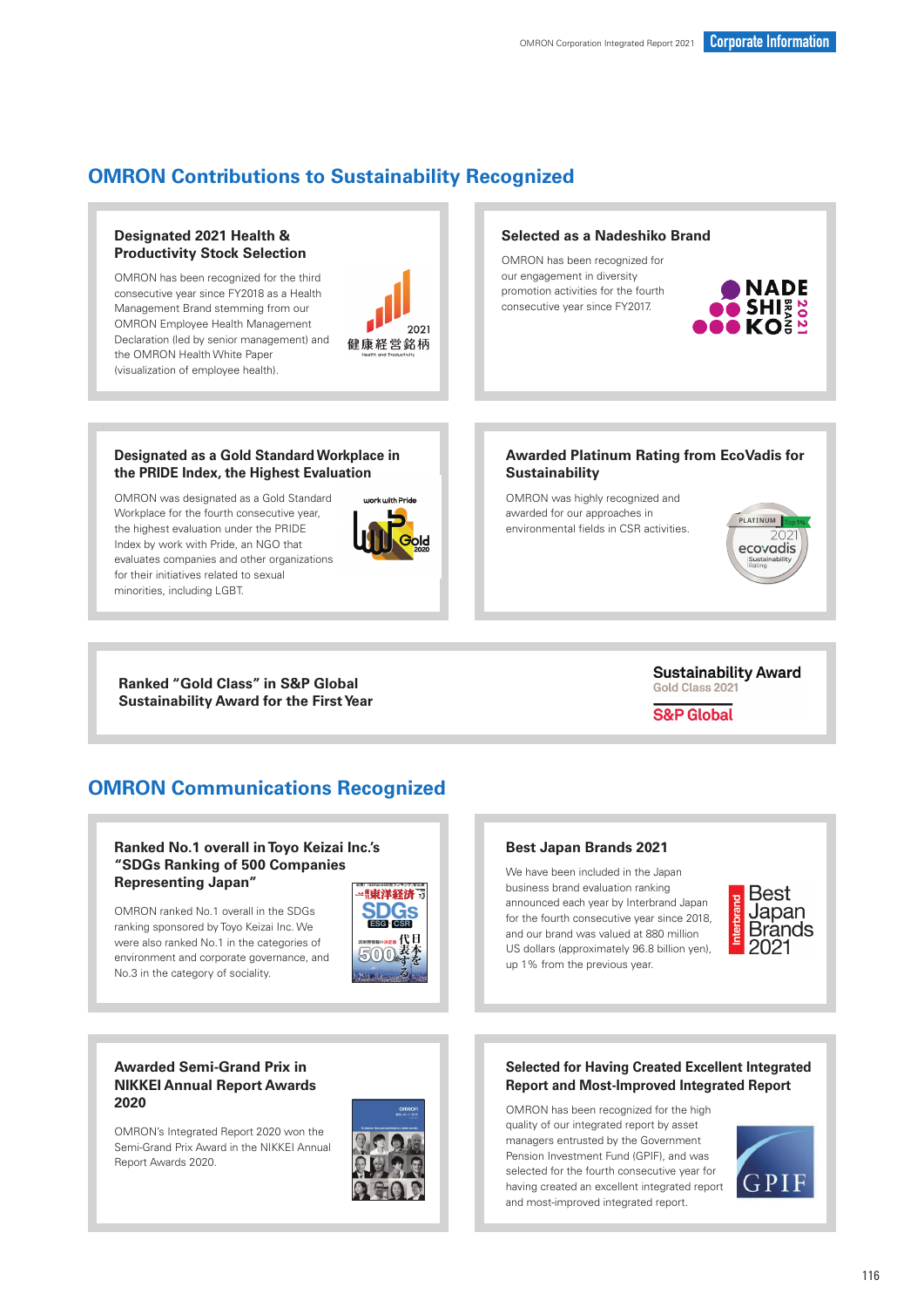## OMRON Contributions to Sustainability Recognized

### Designated 2021 Health & Productivity Stock Selection

OMRON has been recognized for the third consecutive year since FY2018 as a Health Management Brand stemming from our OMRON Employee Health Management Declaration (led by senior management) and the OMRON Health White Paper (visualization of employee health).

2021
健康経営銘柄
Health and Productivity

### Selected as a Nadeshiko Brand

OMRON has been recognized for our engagement in diversity promotion activities for the fourth consecutive year since FY2017.

NADESHIKO BRAND 2021

### Designated as a Gold Standard Workplace in the PRIDE Index, the Highest Evaluation

OMRON was designated as a Gold Standard Workplace for the fourth consecutive year, the highest evaluation under the PRIDE Index by work with Pride, an NGO that evaluates companies and other organizations for their initiatives related to sexual minorities, including LGBT.

work with Pride
Gold
2020

### Awarded Platinum Rating from EcoVadis for Sustainability

OMRON was highly recognized and awarded for our approaches in environmental fields in CSR activities.

PLATINUM
Top 1%
2021
ecovadis
Sustainability Rating

### Ranked "Gold Class" in S&P Global Sustainability Award for the First Year

Sustainability Award
Gold Class 2021
S&P Global

## OMRON Communications Recognized

### Ranked No.1 overall in Toyo Keizai Inc.'s "SDGs Ranking of 500 Companies Representing Japan"

OMRON ranked No.1 overall in the SDGs ranking sponsored by Toyo Keizai Inc. We were also ranked No.1 in the categories of environment and corporate governance, and No.3 in the category of sociality.

### Best Japan Brands 2021

We have been included in the Japan business brand evaluation ranking announced each year by Interbrand Japan for the fourth consecutive year since 2018, and our brand was valued at 880 million US dollars (approximately 96.8 billion yen), up 1% from the previous year.

Interbrand
Best Japan Brands 2021

### Awarded Semi-Grand Prix in NIKKEI Annual Report Awards 2020

OMRON's Integrated Report 2020 won the Semi-Grand Prix Award in the NIKKEI Annual Report Awards 2020.

### Selected for Having Created Excellent Integrated Report and Most-Improved Integrated Report

OMRON has been recognized for the high quality of our integrated report by asset managers entrusted by the Government Pension Investment Fund (GPIF), and was selected for the fourth consecutive year for having created an excellent integrated report and most-improved integrated report.

GPIF